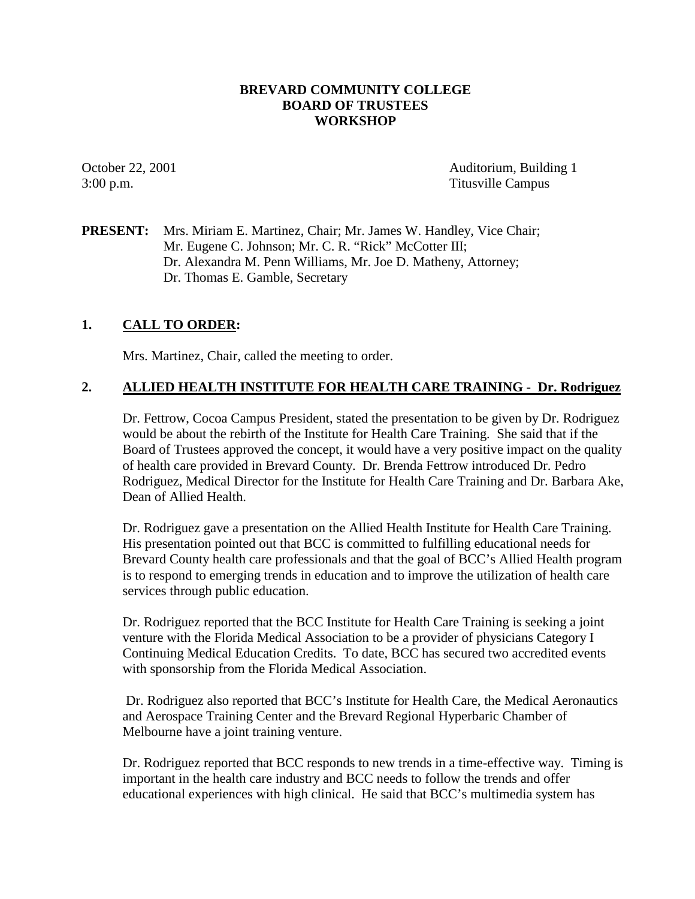**BREVARD COMMUNITY COLLEGE**
**BOARD OF TRUSTEES**
**WORKSHOP**

October 22, 2001
3:00 p.m.

Auditorium, Building 1
Titusville Campus

**PRESENT:** Mrs. Miriam E. Martinez, Chair; Mr. James W. Handley, Vice Chair; Mr. Eugene C. Johnson; Mr. C. R. "Rick" McCotter III; Dr. Alexandra M. Penn Williams, Mr. Joe D. Matheny, Attorney; Dr. Thomas E. Gamble, Secretary

## 1. CALL TO ORDER:

Mrs. Martinez, Chair, called the meeting to order.

## 2. ALLIED HEALTH INSTITUTE FOR HEALTH CARE TRAINING - Dr. Rodriguez

Dr. Fettrow, Cocoa Campus President, stated the presentation to be given by Dr. Rodriguez would be about the rebirth of the Institute for Health Care Training. She said that if the Board of Trustees approved the concept, it would have a very positive impact on the quality of health care provided in Brevard County. Dr. Brenda Fettrow introduced Dr. Pedro Rodriguez, Medical Director for the Institute for Health Care Training and Dr. Barbara Ake, Dean of Allied Health.

Dr. Rodriguez gave a presentation on the Allied Health Institute for Health Care Training. His presentation pointed out that BCC is committed to fulfilling educational needs for Brevard County health care professionals and that the goal of BCC's Allied Health program is to respond to emerging trends in education and to improve the utilization of health care services through public education.

Dr. Rodriguez reported that the BCC Institute for Health Care Training is seeking a joint venture with the Florida Medical Association to be a provider of physicians Category I Continuing Medical Education Credits. To date, BCC has secured two accredited events with sponsorship from the Florida Medical Association.

Dr. Rodriguez also reported that BCC's Institute for Health Care, the Medical Aeronautics and Aerospace Training Center and the Brevard Regional Hyperbaric Chamber of Melbourne have a joint training venture.

Dr. Rodriguez reported that BCC responds to new trends in a time-effective way. Timing is important in the health care industry and BCC needs to follow the trends and offer educational experiences with high clinical. He said that BCC's multimedia system has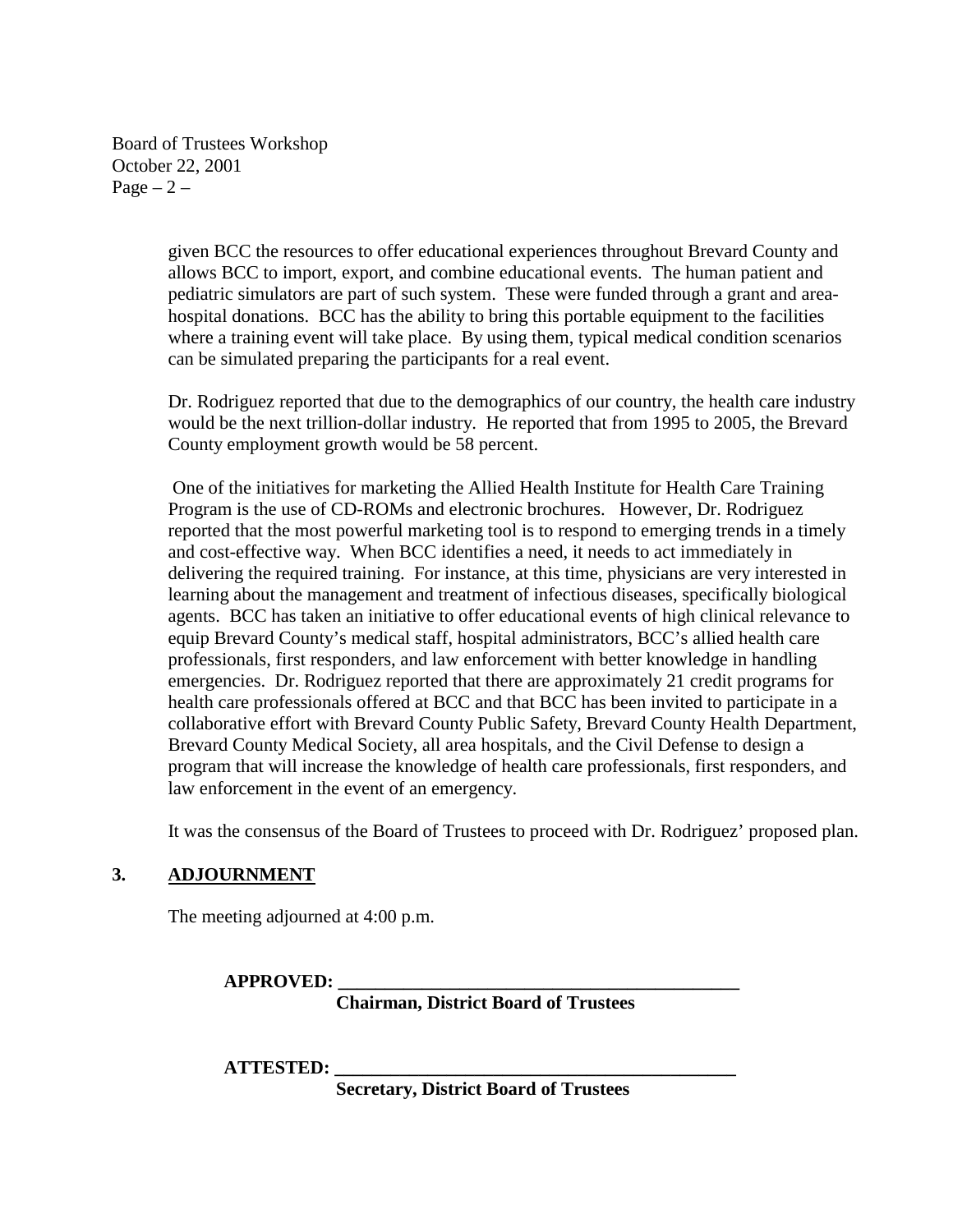given BCC the resources to offer educational experiences throughout Brevard County and allows BCC to import, export, and combine educational events. The human patient and pediatric simulators are part of such system. These were funded through a grant and area-hospital donations. BCC has the ability to bring this portable equipment to the facilities where a training event will take place. By using them, typical medical condition scenarios can be simulated preparing the participants for a real event.

Dr. Rodriguez reported that due to the demographics of our country, the health care industry would be the next trillion-dollar industry. He reported that from 1995 to 2005, the Brevard County employment growth would be 58 percent.

One of the initiatives for marketing the Allied Health Institute for Health Care Training Program is the use of CD-ROMs and electronic brochures. However, Dr. Rodriguez reported that the most powerful marketing tool is to respond to emerging trends in a timely and cost-effective way. When BCC identifies a need, it needs to act immediately in delivering the required training. For instance, at this time, physicians are very interested in learning about the management and treatment of infectious diseases, specifically biological agents. BCC has taken an initiative to offer educational events of high clinical relevance to equip Brevard County's medical staff, hospital administrators, BCC's allied health care professionals, first responders, and law enforcement with better knowledge in handling emergencies. Dr. Rodriguez reported that there are approximately 21 credit programs for health care professionals offered at BCC and that BCC has been invited to participate in a collaborative effort with Brevard County Public Safety, Brevard County Health Department, Brevard County Medical Society, all area hospitals, and the Civil Defense to design a program that will increase the knowledge of health care professionals, first responders, and law enforcement in the event of an emergency.

It was the consensus of the Board of Trustees to proceed with Dr. Rodriguez' proposed plan.

## 3. ADJOURNMENT

The meeting adjourned at 4:00 p.m.

**APPROVED: \_\_\_\_\_\_\_\_\_\_\_\_\_\_\_\_\_\_\_\_\_\_\_\_\_\_\_\_\_\_\_\_\_\_\_\_\_\_\_\_**
**Chairman, District Board of Trustees**

**ATTESTED: \_\_\_\_\_\_\_\_\_\_\_\_\_\_\_\_\_\_\_\_\_\_\_\_\_\_\_\_\_\_\_\_\_\_\_\_\_\_\_\_**
**Secretary, District Board of Trustees**